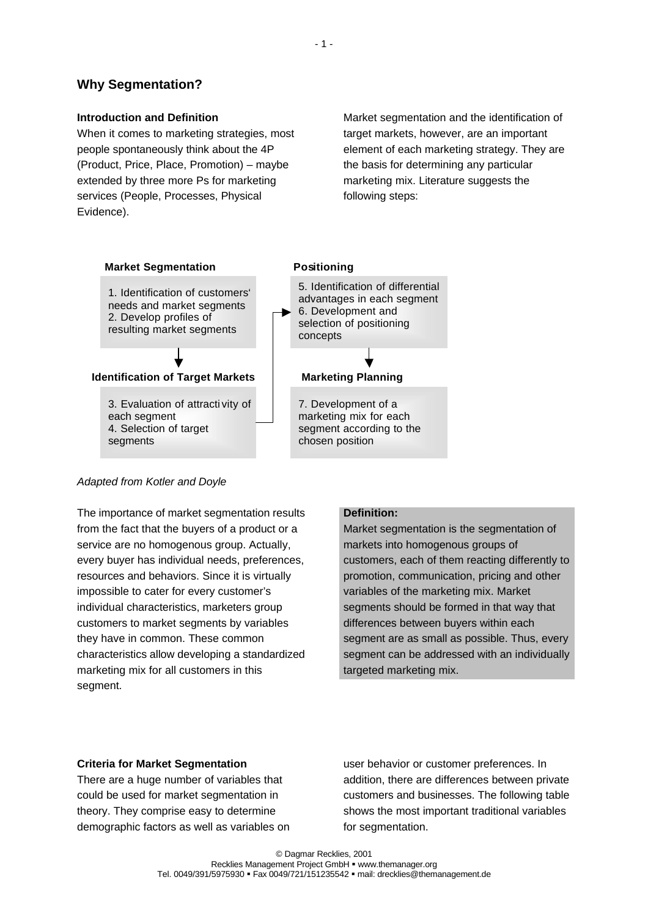## Why Segmentation?

### Introduction and Definition

When it comes to marketing strategies, most people spontaneously think about the 4P (Product, Price, Place, Promotion) – maybe extended by three more Ps for marketing services (People, Processes, Physical Evidence).

Market segmentation and the identification of target markets, however, are an important element of each marketing strategy. They are the basis for determining any particular marketing mix. Literature suggests the following steps:

**Market Segmentation**

1. Identification of customers' needs and market segments
2. Develop profiles of resulting market segments

**Identification of Target Markets**

3. Evaluation of attractivity of each segment
4. Selection of target segments

**Positioning**

5. Identification of differential advantages in each segment
6. Development and selection of positioning concepts

**Marketing Planning**

7. Development of a marketing mix for each segment according to the chosen position

*Adapted from Kotler and Doyle*

The importance of market segmentation results from the fact that the buyers of a product or a service are no homogenous group. Actually, every buyer has individual needs, preferences, resources and behaviors. Since it is virtually impossible to cater for every customer's individual characteristics, marketers group customers to market segments by variables they have in common. These common characteristics allow developing a standardized marketing mix for all customers in this segment.

**Definition:**
Market segmentation is the segmentation of markets into homogenous groups of customers, each of them reacting differently to promotion, communication, pricing and other variables of the marketing mix. Market segments should be formed in that way that differences between buyers within each segment are as small as possible. Thus, every segment can be addressed with an individually targeted marketing mix.

### Criteria for Market Segmentation

There are a huge number of variables that could be used for market segmentation in theory. They comprise easy to determine demographic factors as well as variables on user behavior or customer preferences. In addition, there are differences between private customers and businesses. The following table shows the most important traditional variables for segmentation.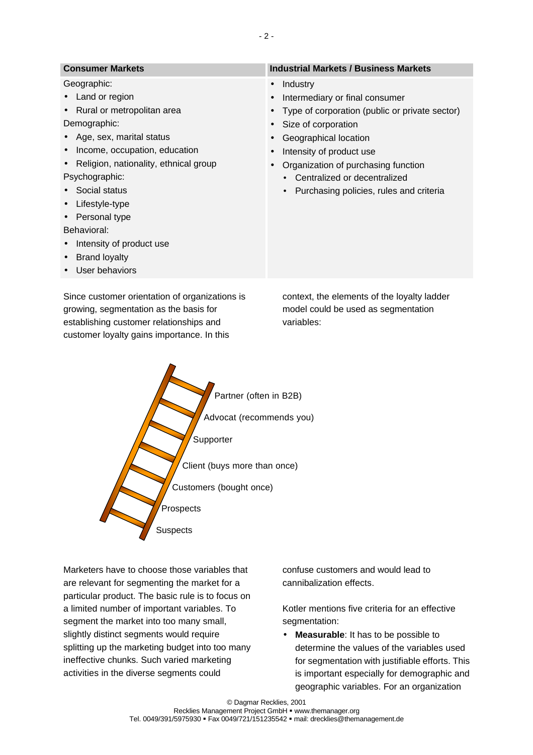| Consumer Markets | Industrial Markets / Business Markets |
|---|---|
| Geographic:<br>• Land or region<br>• Rural or metropolitan area<br>Demographic:<br>• Age, sex, marital status<br>• Income, occupation, education<br>• Religion, nationality, ethnical group<br>Psychographic:<br>• Social status<br>• Lifestyle-type<br>• Personal type<br>Behavioral:<br>• Intensity of product use<br>• Brand loyalty<br>• User behaviors | • Industry<br>• Intermediary or final consumer<br>• Type of corporation (public or private sector)<br>• Size of corporation<br>• Geographical location<br>• Intensity of product use<br>• Organization of purchasing function<br>  • Centralized or decentralized<br>  • Purchasing policies, rules and criteria |

Since customer orientation of organizations is growing, segmentation as the basis for establishing customer relationships and customer loyalty gains importance. In this context, the elements of the loyalty ladder model could be used as segmentation variables:

- Partner (often in B2B)
- Advocat (recommends you)
- Supporter
- Client (buys more than once)
- Customers (bought once)
- Prospects
- Suspects

Marketers have to choose those variables that are relevant for segmenting the market for a particular product. The basic rule is to focus on a limited number of important variables. To segment the market into too many small, slightly distinct segments would require splitting up the marketing budget into too many ineffective chunks. Such varied marketing activities in the diverse segments could confuse customers and would lead to cannibalization effects.

Kotler mentions five criteria for an effective segmentation:

- **Measurable**: It has to be possible to determine the values of the variables used for segmentation with justifiable efforts. This is important especially for demographic and geographic variables. For an organization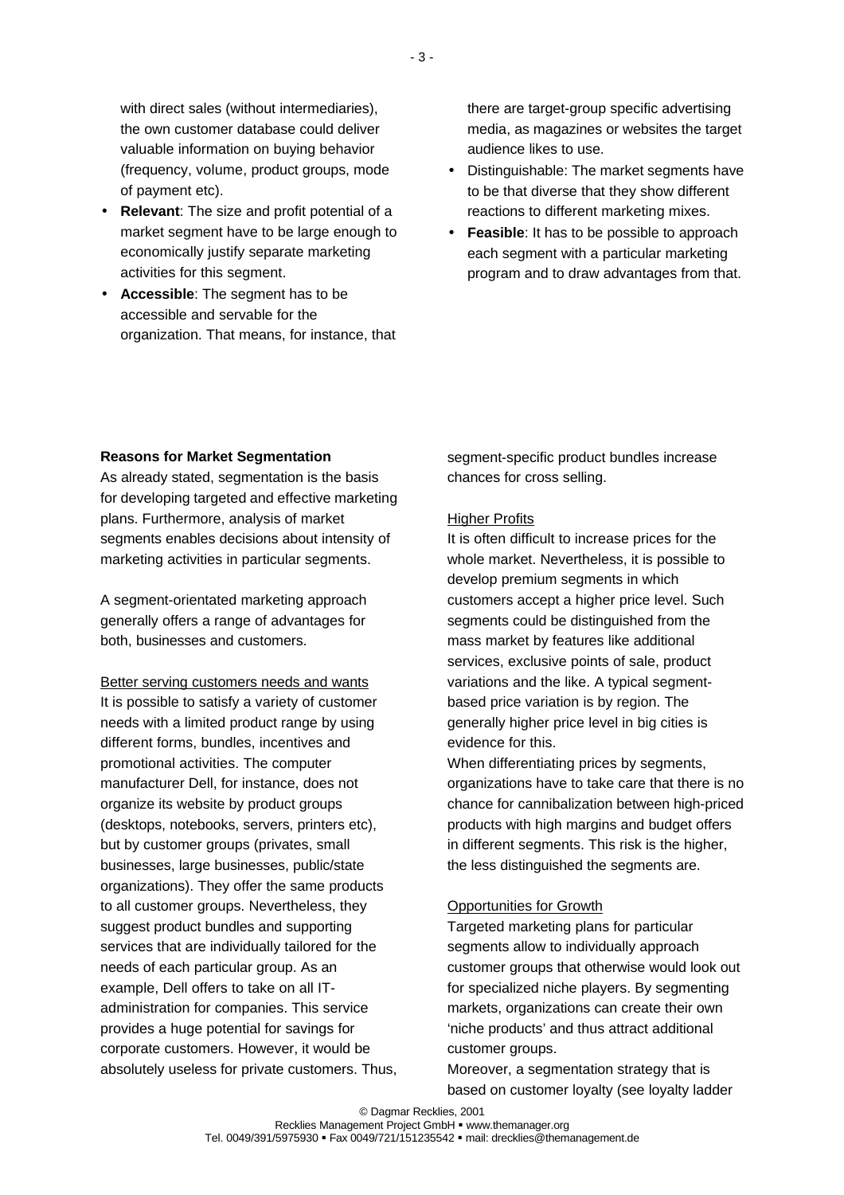with direct sales (without intermediaries), the own customer database could deliver valuable information on buying behavior (frequency, volume, product groups, mode of payment etc).

- **Relevant**: The size and profit potential of a market segment have to be large enough to economically justify separate marketing activities for this segment.
- **Accessible**: The segment has to be accessible and servable for the organization. That means, for instance, that there are target-group specific advertising media, as magazines or websites the target audience likes to use.
- Distinguishable: The market segments have to be that diverse that they show different reactions to different marketing mixes.
- **Feasible**: It has to be possible to approach each segment with a particular marketing program and to draw advantages from that.

**Reasons for Market Segmentation**

As already stated, segmentation is the basis for developing targeted and effective marketing plans. Furthermore, analysis of market segments enables decisions about intensity of marketing activities in particular segments.

A segment-orientated marketing approach generally offers a range of advantages for both, businesses and customers.

Better serving customers needs and wants

It is possible to satisfy a variety of customer needs with a limited product range by using different forms, bundles, incentives and promotional activities. The computer manufacturer Dell, for instance, does not organize its website by product groups (desktops, notebooks, servers, printers etc), but by customer groups (privates, small businesses, large businesses, public/state organizations). They offer the same products to all customer groups. Nevertheless, they suggest product bundles and supporting services that are individually tailored for the needs of each particular group. As an example, Dell offers to take on all IT-administration for companies. This service provides a huge potential for savings for corporate customers. However, it would be absolutely useless for private customers. Thus, segment-specific product bundles increase chances for cross selling.

Higher Profits

It is often difficult to increase prices for the whole market. Nevertheless, it is possible to develop premium segments in which customers accept a higher price level. Such segments could be distinguished from the mass market by features like additional services, exclusive points of sale, product variations and the like. A typical segment-based price variation is by region. The generally higher price level in big cities is evidence for this.
When differentiating prices by segments, organizations have to take care that there is no chance for cannibalization between high-priced products with high margins and budget offers in different segments. This risk is the higher, the less distinguished the segments are.

Opportunities for Growth

Targeted marketing plans for particular segments allow to individually approach customer groups that otherwise would look out for specialized niche players. By segmenting markets, organizations can create their own 'niche products' and thus attract additional customer groups.
Moreover, a segmentation strategy that is based on customer loyalty (see loyalty ladder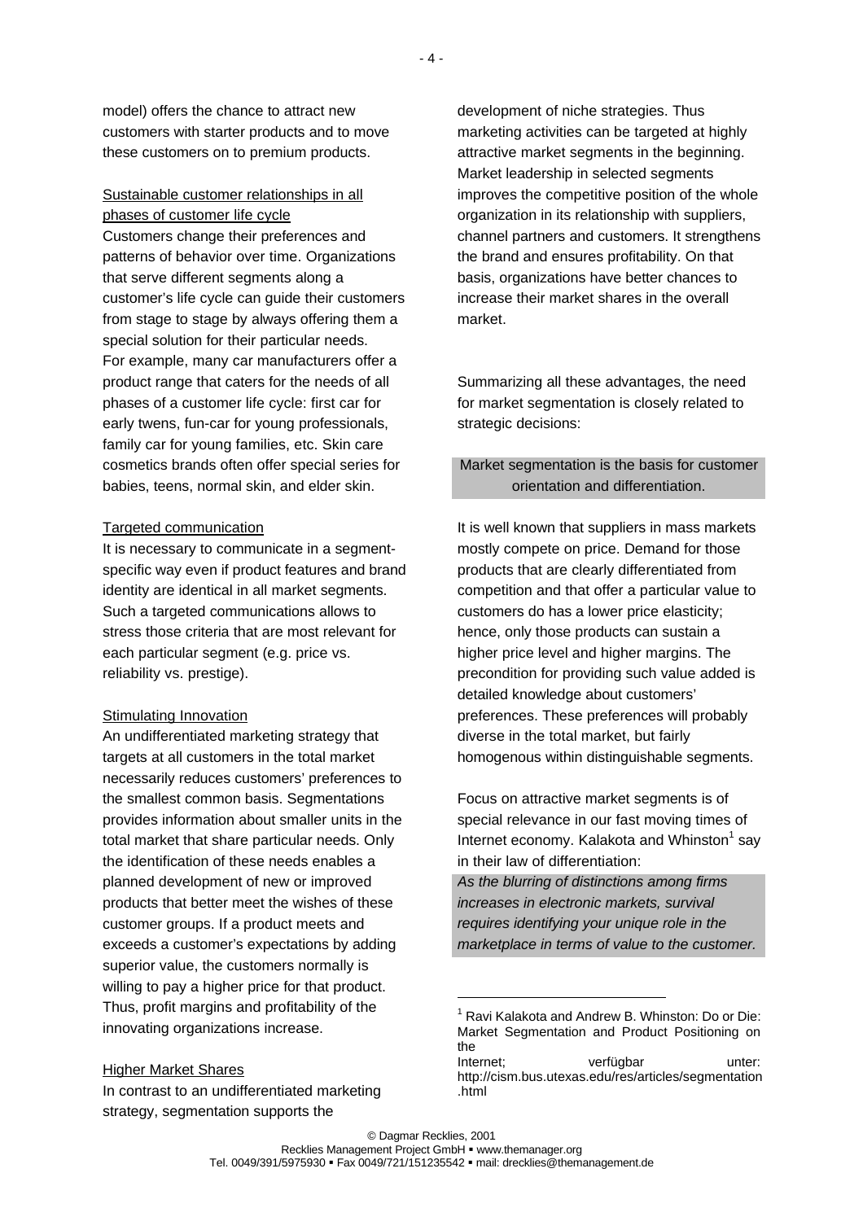model) offers the chance to attract new customers with starter products and to move these customers on to premium products.

Sustainable customer relationships in all phases of customer life cycle

Customers change their preferences and patterns of behavior over time. Organizations that serve different segments along a customer's life cycle can guide their customers from stage to stage by always offering them a special solution for their particular needs. For example, many car manufacturers offer a product range that caters for the needs of all phases of a customer life cycle: first car for early twens, fun-car for young professionals, family car for young families, etc. Skin care cosmetics brands often offer special series for babies, teens, normal skin, and elder skin.

Targeted communication

It is necessary to communicate in a segment-specific way even if product features and brand identity are identical in all market segments. Such a targeted communications allows to stress those criteria that are most relevant for each particular segment (e.g. price vs. reliability vs. prestige).

Stimulating Innovation

An undifferentiated marketing strategy that targets at all customers in the total market necessarily reduces customers' preferences to the smallest common basis. Segmentations provides information about smaller units in the total market that share particular needs. Only the identification of these needs enables a planned development of new or improved products that better meet the wishes of these customer groups. If a product meets and exceeds a customer's expectations by adding superior value, the customers normally is willing to pay a higher price for that product. Thus, profit margins and profitability of the innovating organizations increase.

Higher Market Shares

In contrast to an undifferentiated marketing strategy, segmentation supports the development of niche strategies. Thus marketing activities can be targeted at highly attractive market segments in the beginning. Market leadership in selected segments improves the competitive position of the whole organization in its relationship with suppliers, channel partners and customers. It strengthens the brand and ensures profitability. On that basis, organizations have better chances to increase their market shares in the overall market.

Summarizing all these advantages, the need for market segmentation is closely related to strategic decisions:

Market segmentation is the basis for customer orientation and differentiation.

It is well known that suppliers in mass markets mostly compete on price. Demand for those products that are clearly differentiated from competition and that offer a particular value to customers do has a lower price elasticity; hence, only those products can sustain a higher price level and higher margins. The precondition for providing such value added is detailed knowledge about customers' preferences. These preferences will probably diverse in the total market, but fairly homogenous within distinguishable segments.

Focus on attractive market segments is of special relevance in our fast moving times of Internet economy. Kalakota and Whinston[1] say in their law of differentiation:

*As the blurring of distinctions among firms increases in electronic markets, survival requires identifying your unique role in the marketplace in terms of value to the customer.*

---

[1] Ravi Kalakota and Andrew B. Whinston: Do or Die: Market Segmentation and Product Positioning on the Internet; verfügbar unter: http://cism.bus.utexas.edu/res/articles/segmentation.html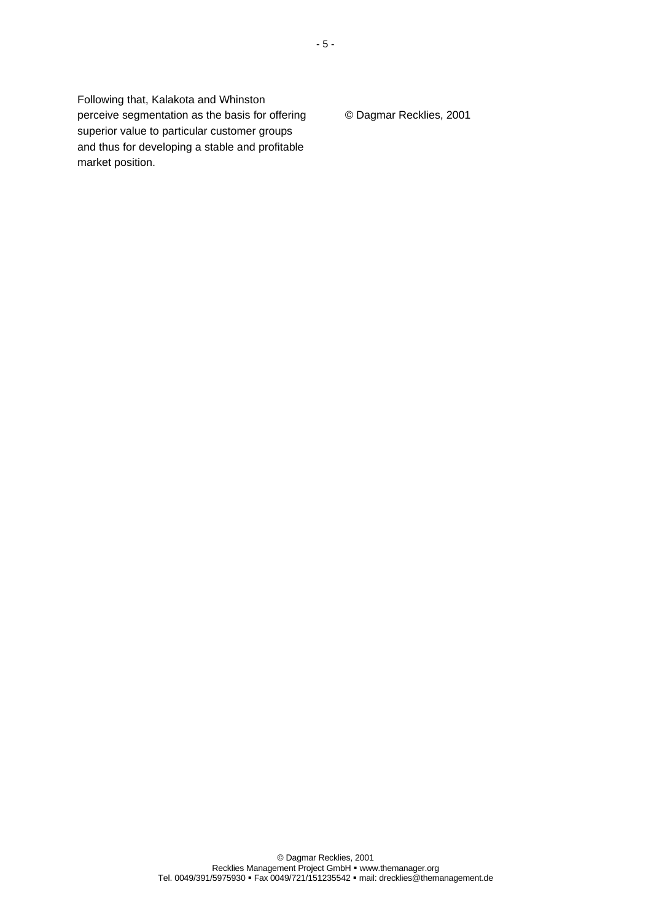Following that, Kalakota and Whinston perceive segmentation as the basis for offering superior value to particular customer groups and thus for developing a stable and profitable market position.

© Dagmar Recklies, 2001